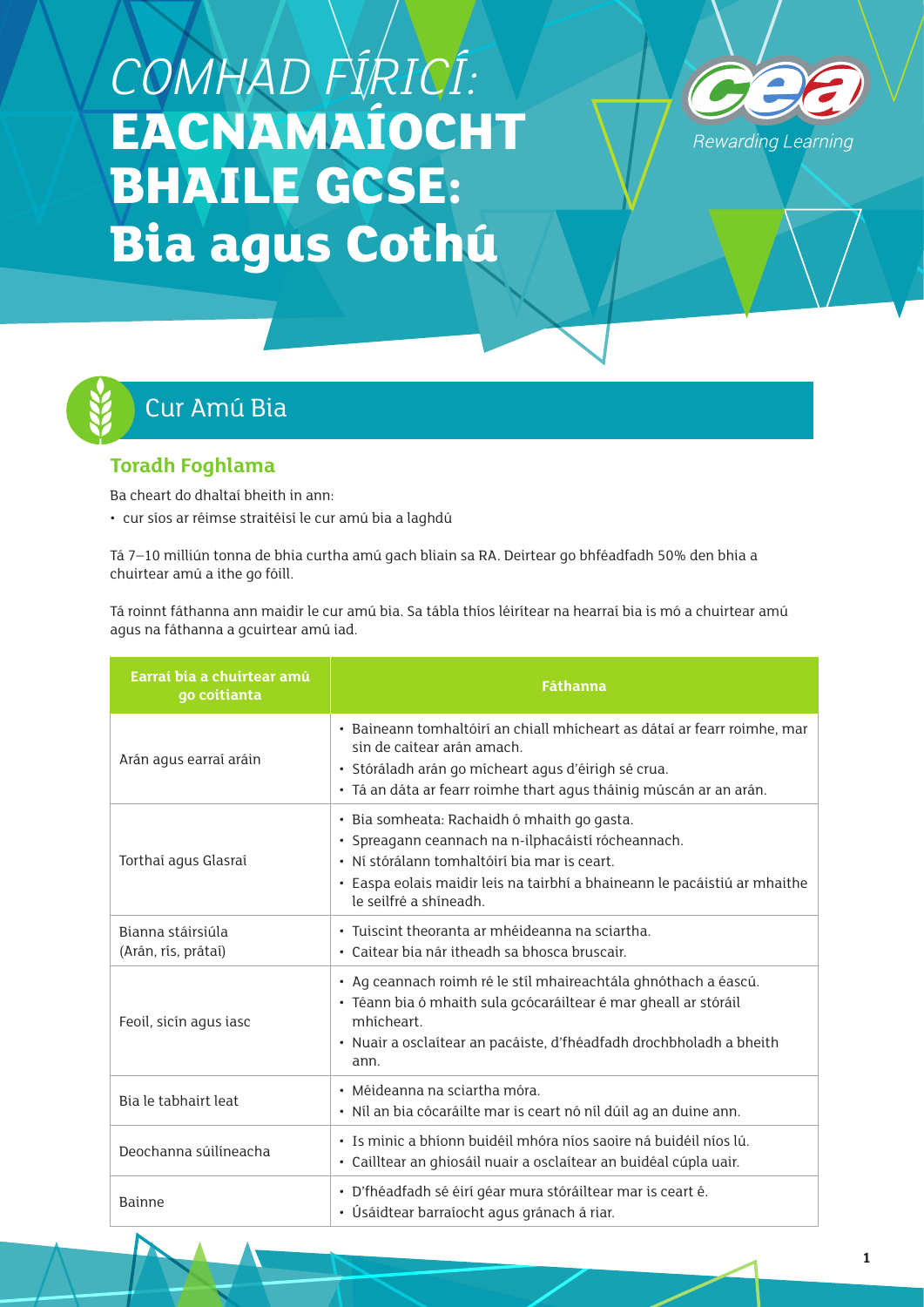# *COMHAD FÍRICÍ:* **EACNAMAÍOCHT BHAILE GCSE: Bia agus Cothú**

CCEA Rewarding Learning

## Cur Amú Bia

### Toradh Foghlama

Ba cheart do dhaltaí bheith in ann:

- cur síos ar réimse straitéisí le cur amú bia a laghdú

Tá 7–10 milliún tonna de bhia curtha amú gach bliain sa RA. Deirtear go bhféadfadh 50% den bhia a chuirtear amú a ithe go fóill.

Tá roinnt fáthanna ann maidir le cur amú bia. Sa tábla thíos léirítear na hearraí bia is mó a chuirtear amú agus na fáthanna a gcuirtear amú iad.

| Earraí bia a chuirtear amú go coitianta | Fáthanna |
|---|---|
| Arán agus earraí aráin | • Baineann tomhaltóirí an chiall mhícheart as dátaí ar fearr roimhe, mar sin de caitear arán amach.<br>• Stóráladh arán go mícheart agus d'éirigh sé crua.<br>• Tá an dáta ar fearr roimhe thart agus tháinig múscán ar an arán. |
| Torthaí agus Glasraí | • Bia somheata: Rachaidh ó mhaith go gasta.<br>• Spreagann ceannach na n-ilphacáistí róceannach.<br>• Ní stórálann tomhaltóirí bia mar is ceart.<br>• Easpa eolais maidir leis na tairbhí a bhaineann le pacáistiú ar mhaithe le seilfré a shíneadh. |
| Bianna stáirsiúla (Arán, rís, prátaí) | • Tuiscint theoranta ar mhéideanna na sciartha.<br>• Caitear bia nár itheadh sa bhosca bruscair. |
| Feoil, sicín agus iasc | • Ag ceannach roimh ré le stíl mhaireachtála ghnóthach a éascú.<br>• Téann bia ó mhaith sula gcócaráiltear é mar gheall ar stóráil mhícheart.<br>• Nuair a osclaítear an pacáiste, d'fhéadfadh drochbholadh a bheith ann. |
| Bia le tabhairt leat | • Méideanna na sciartha móra.<br>• Níl an bia cócaráilte mar is ceart nó níl dúil ag an duine ann. |
| Deochanna súilíneacha | • Is minic a bhíonn buidéil mhóra níos saoire ná buidéil níos lú.<br>• Cailltear an ghiosáil nuair a osclaítear an buidéal cúpla uair. |
| Bainne | • D'fhéadfadh sé éirí géar mura stóráiltear mar is ceart é.<br>• Úsáidtear barraíocht agus gránach á riar. |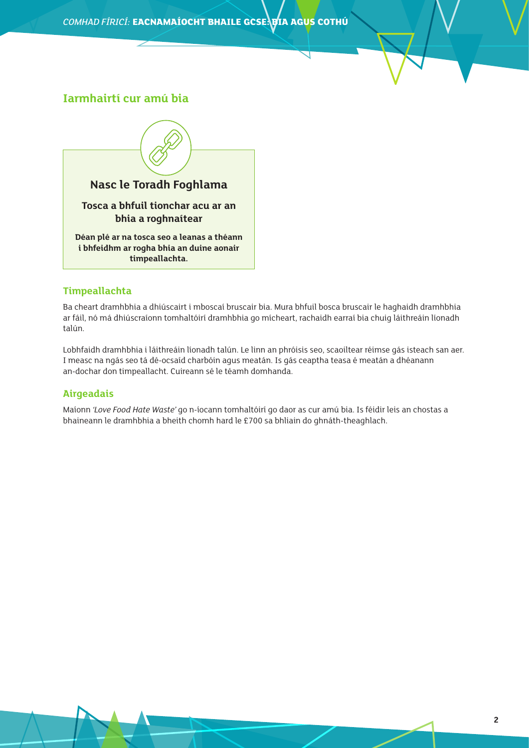## Iarmhairtí cur amú bia

**Nasc le Toradh Foghlama**

**Tosca a bhfuil tionchar acu ar an bhia a roghnaítear**

**Déan plé ar na tosca seo a leanas a théann i bhfeidhm ar rogha bhia an duine aonair timpeallachta.**

### Timpeallachta

Ba cheart dramhbhia a dhiúscairt i mboscaí bruscair bia. Mura bhfuil bosca bruscair le haghaidh dramhbhia ar fáil, nó má dhiúscraíonn tomhaltóirí dramhbhia go mícheart, rachaidh earraí bia chuig láithreáin líonadh talún.

Lobhfaidh dramhbhia i láithreáin líonadh talún. Le linn an phróisis seo, scaoiltear réimse gás isteach san aer. I measc na ngás seo tá dé-ocsaíd charbóin agus meatán. Is gás ceaptha teasa é meatán a dhéanann an-dochar don timpeallacht. Cuireann sé le téamh domhanda.

### Airgeadais

Maíonn *'Love Food Hate Waste'* go n-íocann tomhaltóirí go daor as cur amú bia. Is féidir leis an chostas a bhaineann le dramhbhia a bheith chomh hard le £700 sa bhliain do ghnáth-theaghlach.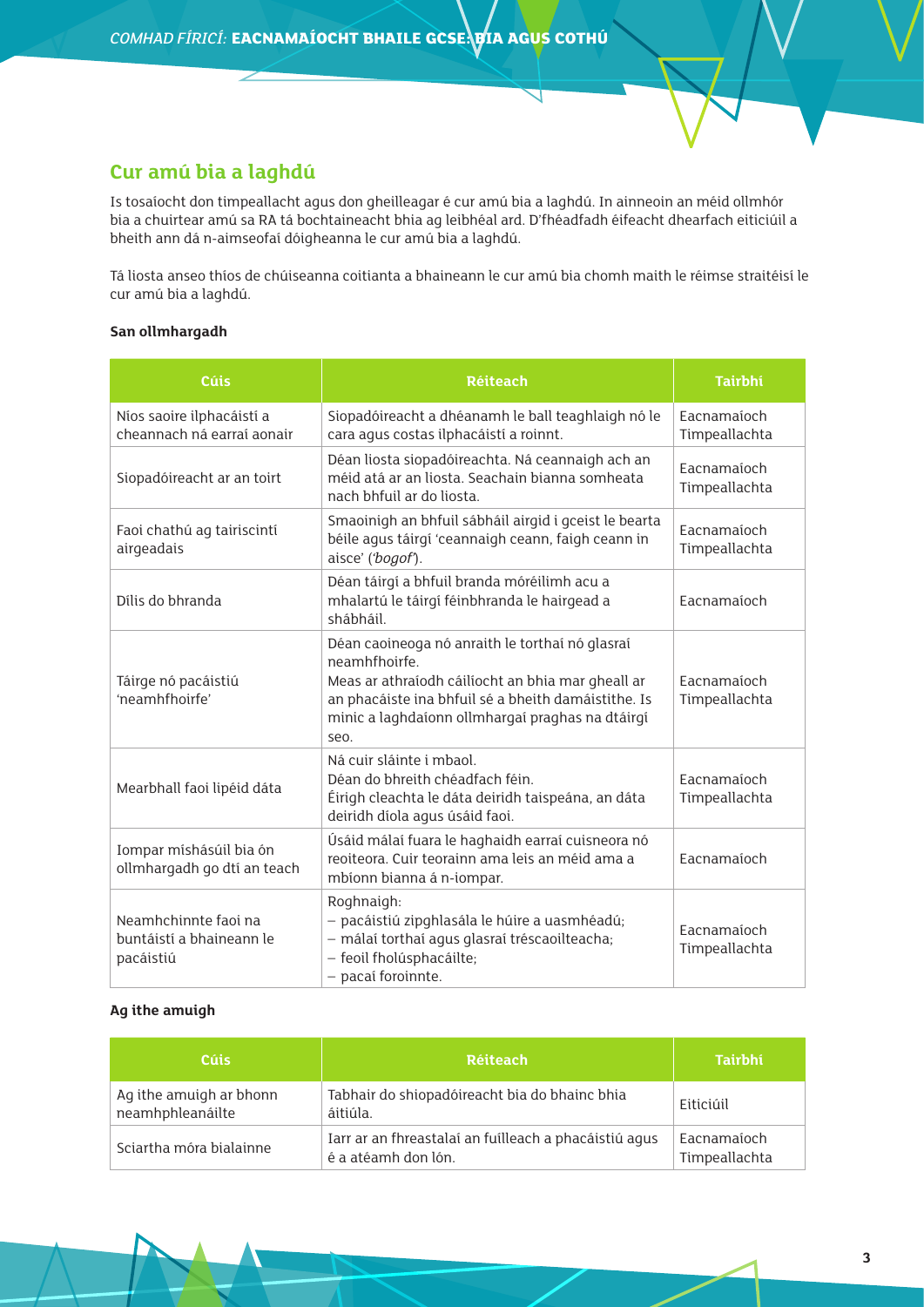## Cur amú bia a laghdú

Is tosaíocht don timpeallacht agus don gheilleagar é cur amú bia a laghdú. In ainneoin an méid ollmhór bia a chuirtear amú sa RA tá bochtaineacht bhia ag leibhéal ard. D'fhéadfadh éifeacht dhearfach eiticiúil a bheith ann dá n-aimseofaí dóigheanna le cur amú bia a laghdú.

Tá liosta anseo thíos de chúiseanna coitianta a bhaineann le cur amú bia chomh maith le réimse straitéisí le cur amú bia a laghdú.

**San ollmhargadh**

| Cúis | Réiteach | Tairbhí |
|---|---|---|
| Níos saoire ilphacáistí a cheannach ná earraí aonair | Siopadóireacht a dhéanamh le ball teaghlaigh nó le cara agus costas ilphacáistí a roinnt. | Eacnamaíoch Timpeallachta |
| Siopadóireacht ar an toirt | Déan liosta siopadóireachta. Ná ceannaigh ach an méid atá ar an liosta. Seachain bianna somheata nach bhfuil ar do liosta. | Eacnamaíoch Timpeallachta |
| Faoi chathú ag tairiscintí airgeadais | Smaoinigh an bhfuil sábháil airgid i gceist le bearta béile agus táirgí 'ceannaigh ceann, faigh ceann in aisce' (*'bogof'*). | Eacnamaíoch Timpeallachta |
| Dílis do bhranda | Déan táirgí a bhfuil branda móréilimh acu a mhalartú le táirgí féinbhranda le hairgead a shábháil. | Eacnamaíoch |
| Táirge nó pacáistiú 'neamhfhoirfe' | Déan caoineoga nó anraith le torthaí nó glasraí neamhfhoirfe. Meas ar athraíodh cáilíocht an bhia mar gheall ar an phacáiste ina bhfuil sé a bheith damáistithe. Is minic a laghdaíonn ollmhargaí praghas na dtáirgí seo. | Eacnamaíoch Timpeallachta |
| Mearbhall faoi lipéid dáta | Ná cuir sláinte i mbaol. Déan do bhreith chéadfach féin. Éirigh cleachta le dáta deiridh taispeána, an dáta deiridh díola agus úsáid faoi. | Eacnamaíoch Timpeallachta |
| Iompar mísházúil bia ón ollmhargadh go dtí an teach | Úsáid málaí fuara le haghaidh earraí cuisneora nó reoiteora. Cuir teorainn ama leis an méid ama a mbíonn bianna á n-iompar. | Eacnamaíoch |
| Neamhchinnte faoi na buntáistí a bhaineann le pacáistiú | Roghnaigh:<br>– pacáistiú zipghlasála le húire a uasmhéadú;<br>– málaí torthaí agus glasraí tréscaoilteacha;<br>– feoil fholúsphacáilte;<br>– pacaí foroinnte. | Eacnamaíoch Timpeallachta |

**Ag ithe amuigh**

| Cúis | Réiteach | Tairbhí |
|---|---|---|
| Ag ithe amuigh ar bhonn neamhphleanáilte | Tabhair do shiopadóireacht bia do bhainc bhia áitiúla. | Eiticiúil |
| Sciartha móra bialainne | Iarr ar an fhreastalaí an fuílleach a phacáistiú agus é a atéamh don lón. | Eacnamaíoch Timpeallachta |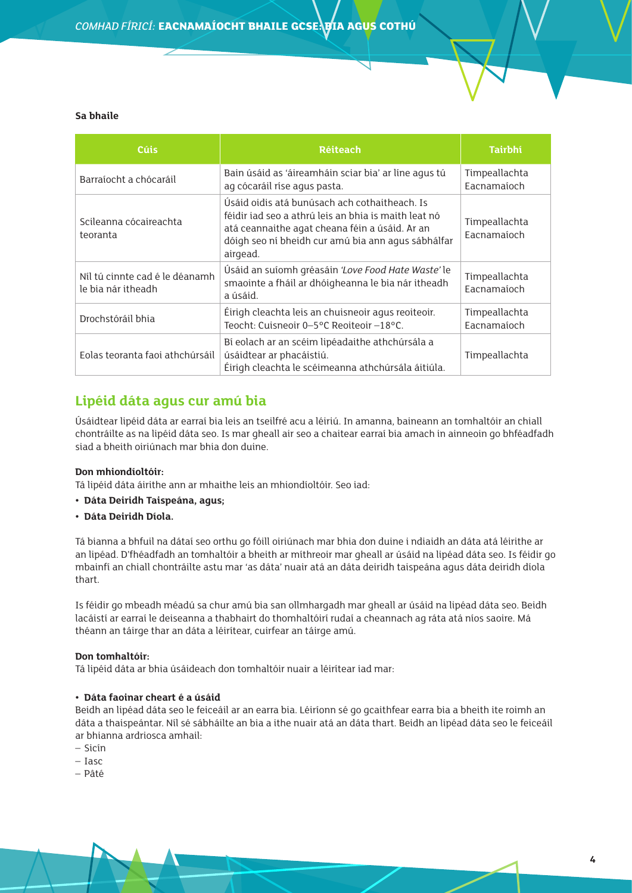**Sa bhaile**

| Cúis | Réiteach | Tairbhí |
|---|---|---|
| Barraíocht a chócaráil | Bain úsáid as 'áireamháin sciar bia' ar líne agus tú ag cócaráil ríse agus pasta. | Timpeallachta Eacnamaíoch |
| Scileanna cócaireachta teoranta | Úsáid oidis atá bunúsach ach cothaitheach. Is féidir iad seo a athrú leis an bhia is maith leat nó atá ceannaithe agat cheana féin a úsáid. Ar an dóigh seo ní bheidh cur amú bia ann agus sábhálfar airgead. | Timpeallachta Eacnamaíoch |
| Níl tú cinnte cad é le déanamh le bia nár itheadh | Úsáid an suíomh gréasáin *'Love Food Hate Waste'* le smaointe a fháil ar dhóigheanna le bia nár itheadh a úsáid. | Timpeallachta Eacnamaíoch |
| Drochstóráil bhia | Éirigh cleachta leis an chuisneoir agus reoiteoir. Teocht: Cuisneoir 0–5°C Reoiteoir −18°C. | Timpeallachta Eacnamaíoch |
| Eolas teoranta faoi athchúrsáil | Bí eolach ar an scéim lipéadaithe athchúrsála a úsáidtear ar phacáistiú. Éirigh cleachta le scéimeanna athchúrsála áitiúla. | Timpeallachta |

## Lipéid dáta agus cur amú bia

Úsáidtear lipéid dáta ar earraí bia leis an tseilfré acu a léiriú. In amanna, baineann an tomhaltóir an chiall chontráilte as na lipéid dáta seo. Is mar gheall air seo a chaitear earraí bia amach in ainneoin go bhféadfadh siad a bheith oiriúnach mar bhia don duine.

**Don mhiondíoltóir:**
Tá lipéid dáta áirithe ann ar mhaithe leis an mhiondíoltóir. Seo iad:

- **Dáta Deiridh Taispeána, agus;**
- **Dáta Deiridh Díola.**

Tá bianna a bhfuil na dátaí seo orthu go fóill oiriúnach mar bhia don duine i ndiaidh an dáta atá léirithe ar an lipéad. D'fhéadfadh an tomhaltóir a bheith ar míthreoir mar gheall ar úsáid na lipéad dáta seo. Is féidir go mbainfí an chiall chontráilte astu mar 'as dáta' nuair atá an dáta deiridh taispeána agus dáta deiridh díola thart.

Is féidir go mbeadh méadú sa chur amú bia san ollmhargadh mar gheall ar úsáid na lipéad dáta seo. Beidh lacáistí ar earraí le deiseanna a thabhairt do thomhaltóirí rudaí a cheannach ag ráta atá níos saoire. Má théann an táirge thar an dáta a léirítear, cuirfear an táirge amú.

**Don tomhaltóir:**
Tá lipéid dáta ar bhia úsáideach don tomhaltóir nuair a léirítear iad mar:

- **Dáta faoinar cheart é a úsáid**

Beidh an lipéad dáta seo le feiceáil ar an earra bia. Léiríonn sé go gcaithfear earra bia a bheith ite roimh an dáta a thaispeántar. Níl sé sábháilte an bia a ithe nuair atá an dáta thart. Beidh an lipéad dáta seo le feiceáil ar bhianna ardriosca amhail:

- Sicín
- Iasc
- Pâté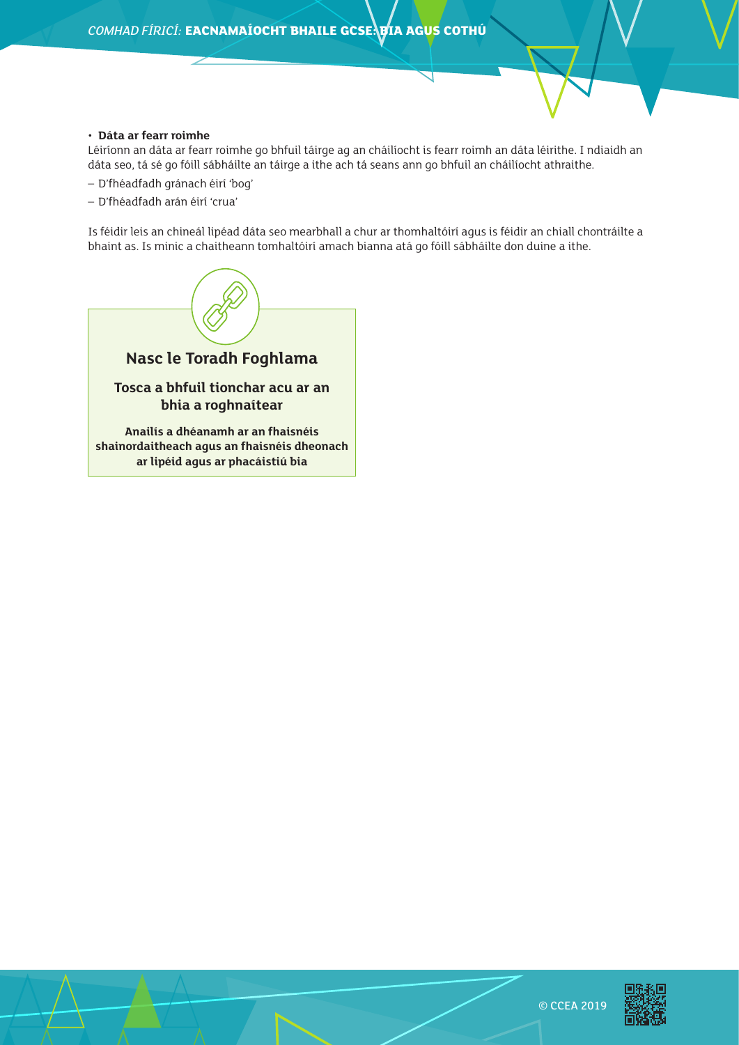- **Dáta ar fearr roimhe**

Léiríonn an dáta ar fearr roimhe go bhfuil táirge ag an cháilíocht is fearr roimh an dáta léirithe. I ndiaidh an dáta seo, tá sé go fóill sábháilte an táirge a ithe ach tá seans ann go bhfuil an cháilíocht athraithe.

– D'fhéadfadh gránach éirí 'bog'

– D'fhéadfadh arán éirí 'crua'

Is féidir leis an chineál lipéad dáta seo mearbhall a chur ar thomhaltóirí agus is féidir an chiall chontráilte a bhaint as. Is minic a chaitheann tomhaltóirí amach bianna atá go fóill sábháilte don duine a ithe.

**Nasc le Toradh Foghlama**

**Tosca a bhfuil tionchar acu ar an bhia a roghnaítear**

**Anailís a dhéanamh ar an fhaisnéis shainordaitheach agus an fhaisnéis dheonach ar lipéid agus ar phacáistiú bia**